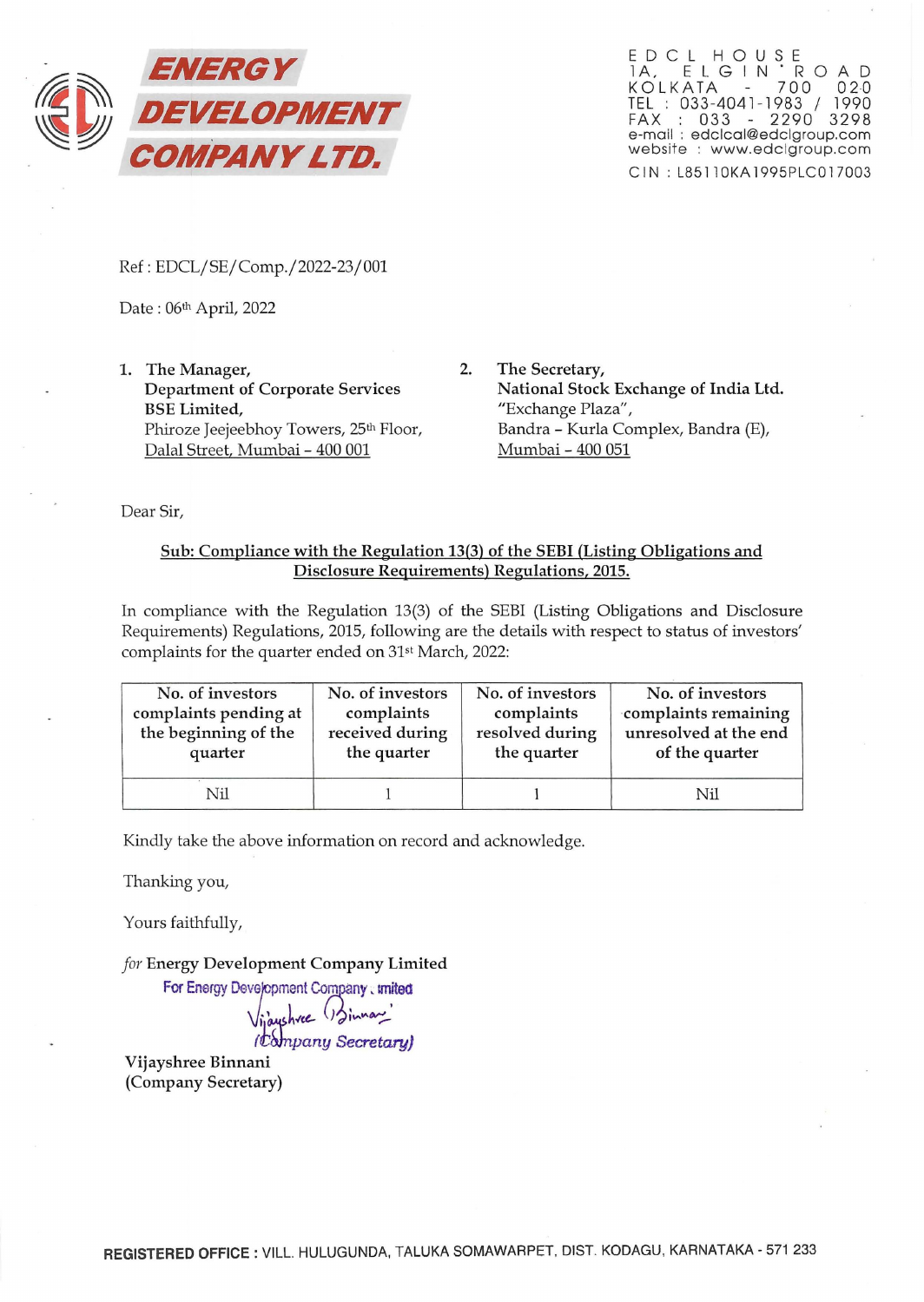# ENERGY DEVELOPMENT COMPANY LTD.

EDCL HOUSE
1A, ELGIN ROAD
KOLKATA - 700 020
TEL : 033-4041-1983 / 1990
FAX : 033 - 2290 3298
e-mail : edclcal@edclgroup.com
website : www.edclgroup.com
CIN : L85110KA1995PLC017003

Ref : EDCL/SE/Comp./2022-23/001

Date : 06th April, 2022

1. The Manager,
   **Department of Corporate Services**
   **BSE Limited,**
   Phiroze Jeejeebhoy Towers, 25th Floor,
   Dalal Street, Mumbai – 400 001

2. The Secretary,
   **National Stock Exchange of India Ltd.**
   "Exchange Plaza",
   Bandra – Kurla Complex, Bandra (E),
   Mumbai – 400 051

Dear Sir,

**Sub: Compliance with the Regulation 13(3) of the SEBI (Listing Obligations and Disclosure Requirements) Regulations, 2015.**

In compliance with the Regulation 13(3) of the SEBI (Listing Obligations and Disclosure Requirements) Regulations, 2015, following are the details with respect to status of investors' complaints for the quarter ended on 31st March, 2022:

| No. of investors complaints pending at the beginning of the quarter | No. of investors complaints received during the quarter | No. of investors complaints resolved during the quarter | No. of investors complaints remaining unresolved at the end of the quarter |
|---|---|---|---|
| Nil | 1 | 1 | Nil |

Kindly take the above information on record and acknowledge.

Thanking you,

Yours faithfully,

*for* Energy Development Company Limited

For Energy Development Company Limited

Vijayshree Binnani

(Company Secretary)

Vijayshree Binnani
(Company Secretary)

**REGISTERED OFFICE :** VILL. HULUGUNDA, TALUKA SOMAWARPET, DIST. KODAGU, KARNATAKA - 571 233